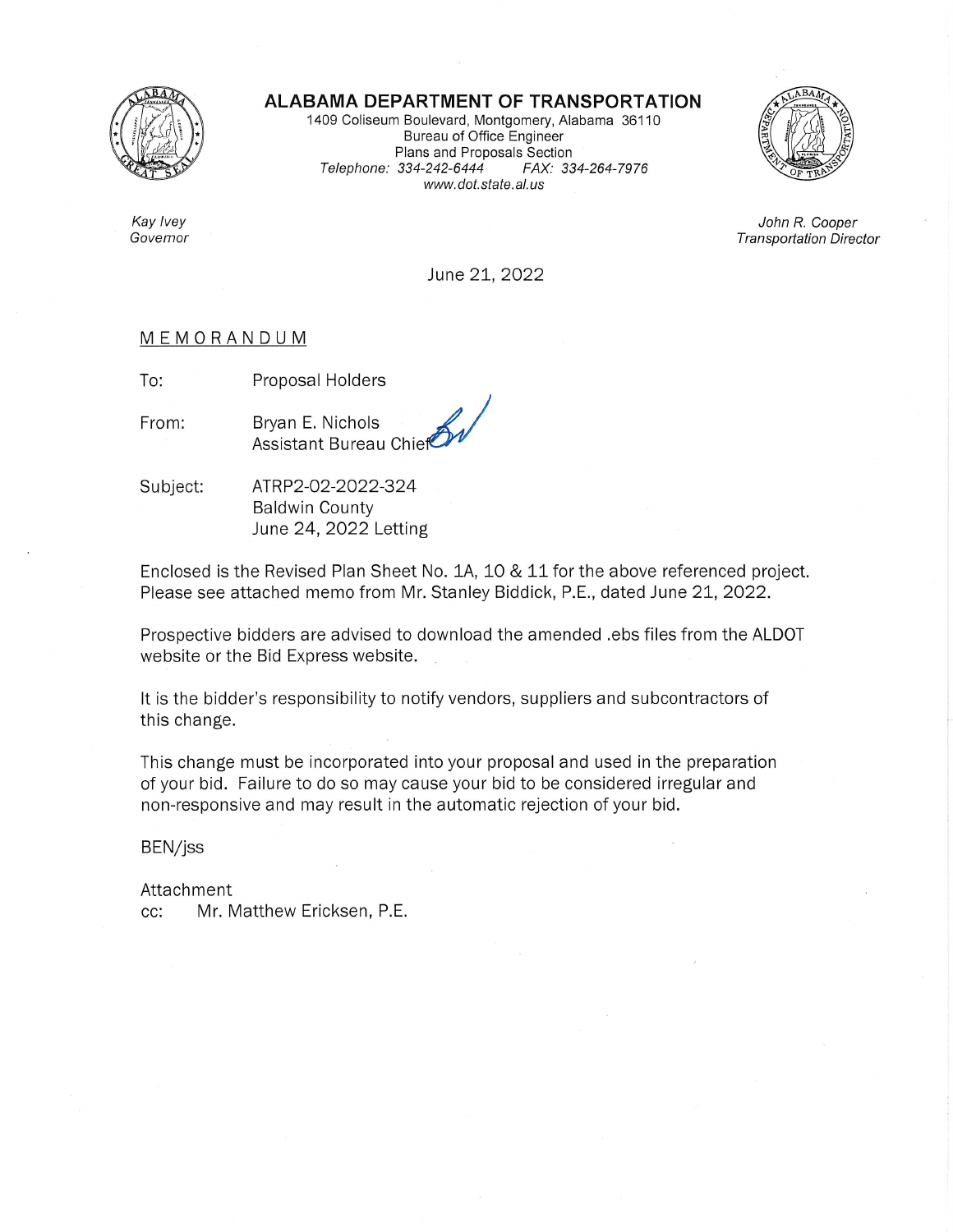# ALABAMA DEPARTMENT OF TRANSPORTATION

1409 Coliseum Boulevard, Montgomery, Alabama 36110
Bureau of Office Engineer
Plans and Proposals Section
*Telephone: 334-242-6444 FAX: 334-264-7976*
*www.dot.state.al.us*

*Kay Ivey*
*Governor*

*John R. Cooper*
*Transportation Director*

June 21, 2022

MEMORANDUM

To: Proposal Holders

From: Bryan E. Nichols
Assistant Bureau Chief

Subject: ATRP2-02-2022-324
Baldwin County
June 24, 2022 Letting

Enclosed is the Revised Plan Sheet No. 1A, 10 & 11 for the above referenced project. Please see attached memo from Mr. Stanley Biddick, P.E., dated June 21, 2022.

Prospective bidders are advised to download the amended .ebs files from the ALDOT website or the Bid Express website.

It is the bidder's responsibility to notify vendors, suppliers and subcontractors of this change.

This change must be incorporated into your proposal and used in the preparation of your bid. Failure to do so may cause your bid to be considered irregular and non-responsive and may result in the automatic rejection of your bid.

BEN/jss

Attachment
cc: Mr. Matthew Ericksen, P.E.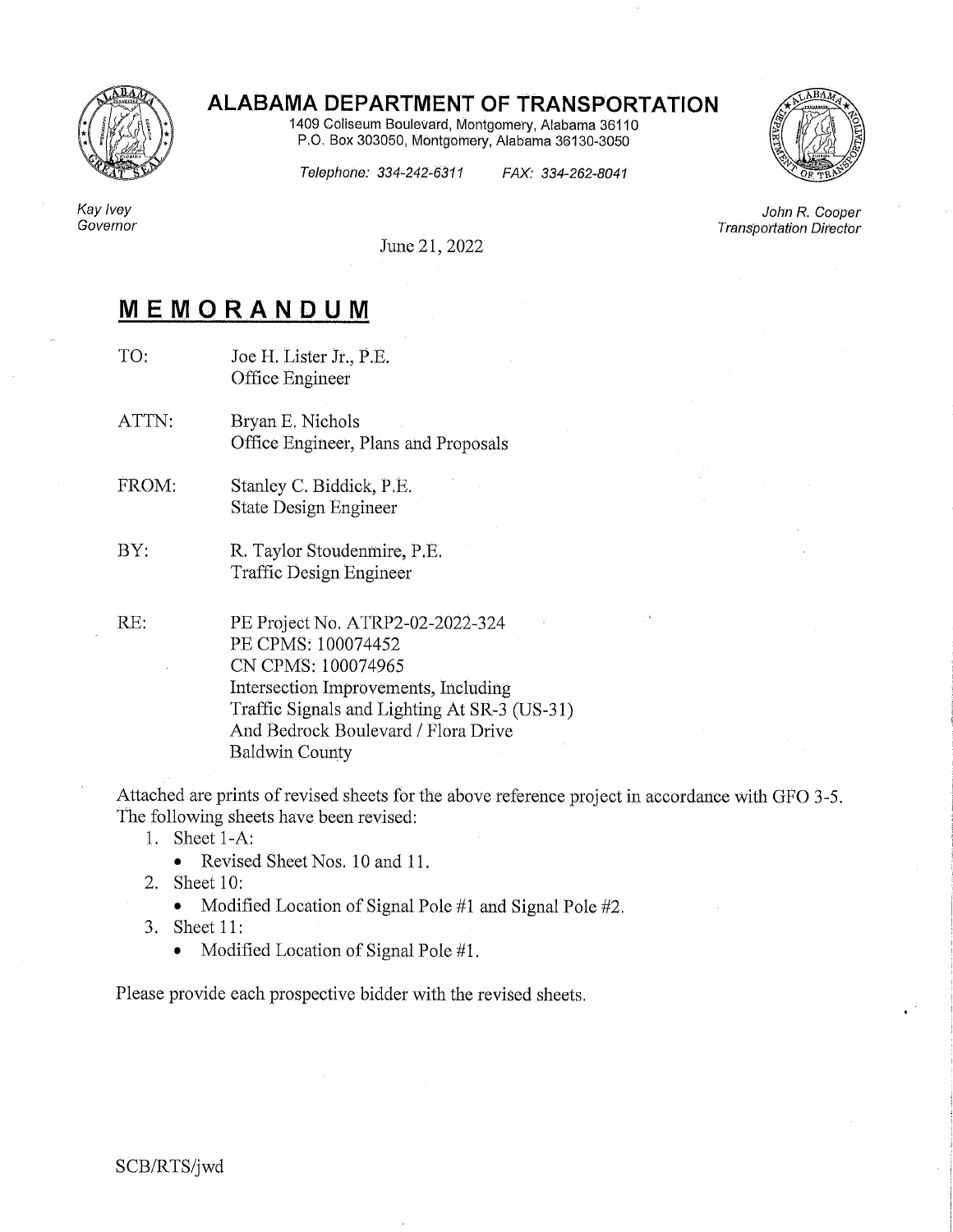# ALABAMA DEPARTMENT OF TRANSPORTATION

1409 Coliseum Boulevard, Montgomery, Alabama 36110
P.O. Box 303050, Montgomery, Alabama 36130-3050

*Telephone: 334-242-6311* *FAX: 334-262-8041*

*Kay Ivey*
*Governor*

*John R. Cooper*
*Transportation Director*

June 21, 2022

## MEMORANDUM

TO: Joe H. Lister Jr., P.E.
Office Engineer

ATTN: Bryan E. Nichols
Office Engineer, Plans and Proposals

FROM: Stanley C. Biddick, P.E.
State Design Engineer

BY: R. Taylor Stoudenmire, P.E.
Traffic Design Engineer

RE: PE Project No. ATRP2-02-2022-324
PE CPMS: 100074452
CN CPMS: 100074965
Intersection Improvements, Including
Traffic Signals and Lighting At SR-3 (US-31)
And Bedrock Boulevard / Flora Drive
Baldwin County

Attached are prints of revised sheets for the above reference project in accordance with GFO 3-5. The following sheets have been revised:

1. Sheet 1-A:
   - Revised Sheet Nos. 10 and 11.
2. Sheet 10:
   - Modified Location of Signal Pole #1 and Signal Pole #2.
3. Sheet 11:
   - Modified Location of Signal Pole #1.

Please provide each prospective bidder with the revised sheets.

SCB/RTS/jwd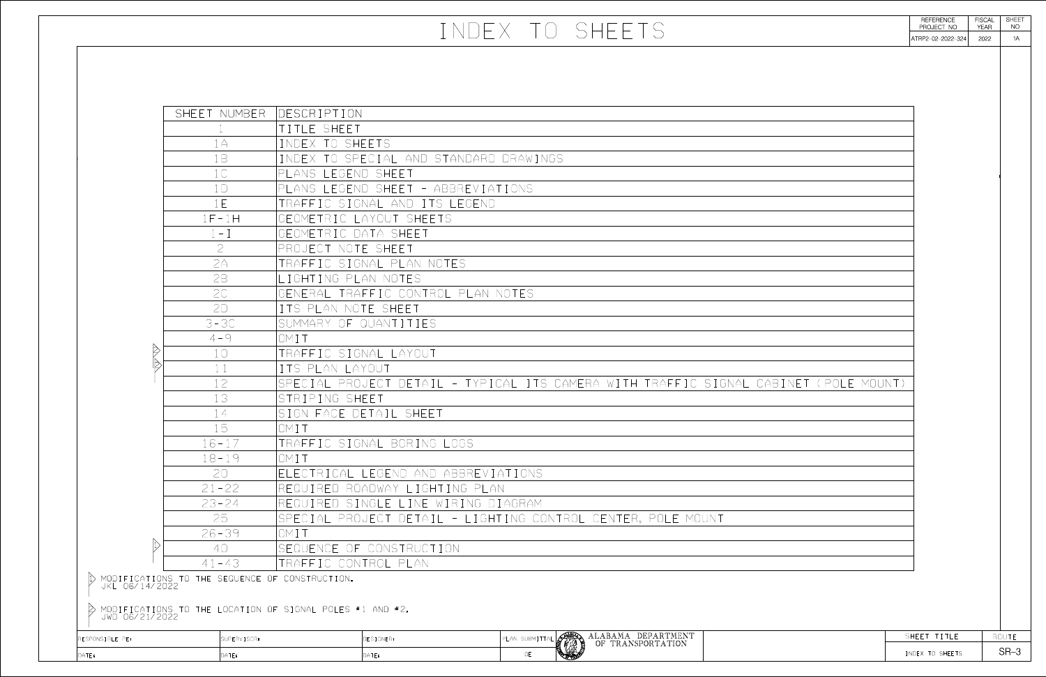# INDEX TO SHEETS

| REFERENCE PROJECT NO | FISCAL YEAR | SHEET NO |
|---|---|---|
| ATRP2-02-2022-324 | 2022 | 1A |

| SHEET NUMBER | DESCRIPTION |
|---|---|
| 1 | TITLE SHEET |
| 1A | INDEX TO SHEETS |
| 1B | INDEX TO SPECIAL AND STANDARD DRAWINGS |
| 1C | PLANS LEGEND SHEET |
| 1D | PLANS LEGEND SHEET - ABBREVIATIONS |
| 1E | TRAFFIC SIGNAL AND ITS LEGEND |
| 1F-1H | GEOMETRIC LAYOUT SHEETS |
| 1-I | GEOMETRIC DATA SHEET |
| 2 | PROJECT NOTE SHEET |
| 2A | TRAFFIC SIGNAL PLAN NOTES |
| 2B | LIGHTING PLAN NOTES |
| 2C | GENERAL TRAFFIC CONTROL PLAN NOTES |
| 2D | ITS PLAN NOTE SHEET |
| 3-3C | SUMMARY OF QUANTITIES |
| 4-9 | OMIT |
| 10 | TRAFFIC SIGNAL LAYOUT |
| 11 | ITS PLAN LAYOUT |
| 12 | SPECIAL PROJECT DETAIL - TYPICAL ITS CAMERA WITH TRAFFIC SIGNAL CABINET (POLE MOUNT) |
| 13 | STRIPING SHEET |
| 14 | SIGN FACE DETAIL SHEET |
| 15 | OMIT |
| 16-17 | TRAFFIC SIGNAL BORING LOGS |
| 18-19 | OMIT |
| 20 | ELECTRICAL LEGEND AND ABBREVIATIONS |
| 21-22 | REQUIRED ROADWAY LIGHTING PLAN |
| 23-24 | REQUIRED SINGLE LINE WIRING DIAGRAM |
| 25 | SPECIAL PROJECT DETAIL - LIGHTING CONTROL CENTER, POLE MOUNT |
| 26-39 | OMIT |
| 40 | SEQUENCE OF CONSTRUCTION |
| 41-43 | TRAFFIC CONTROL PLAN |

1. MODIFICATIONS TO THE SEQUENCE OF CONSTRUCTION.
JKL 06/14/2022

2. MODIFICATIONS TO THE LOCATION OF SIGNAL POLES #1 AND #2.
JWD 06/21/2022

| RESPONSIBLE PE: | SUPERVISOR: | DESIGNER: | PLAN SUBMITTAL | ALABAMA DEPARTMENT OF TRANSPORTATION | SHEET TITLE | ROUTE |
|---|---|---|---|---|---|---|
| DATE: | DATE: | DATE: | CE | | INDEX TO SHEETS | SR-3 |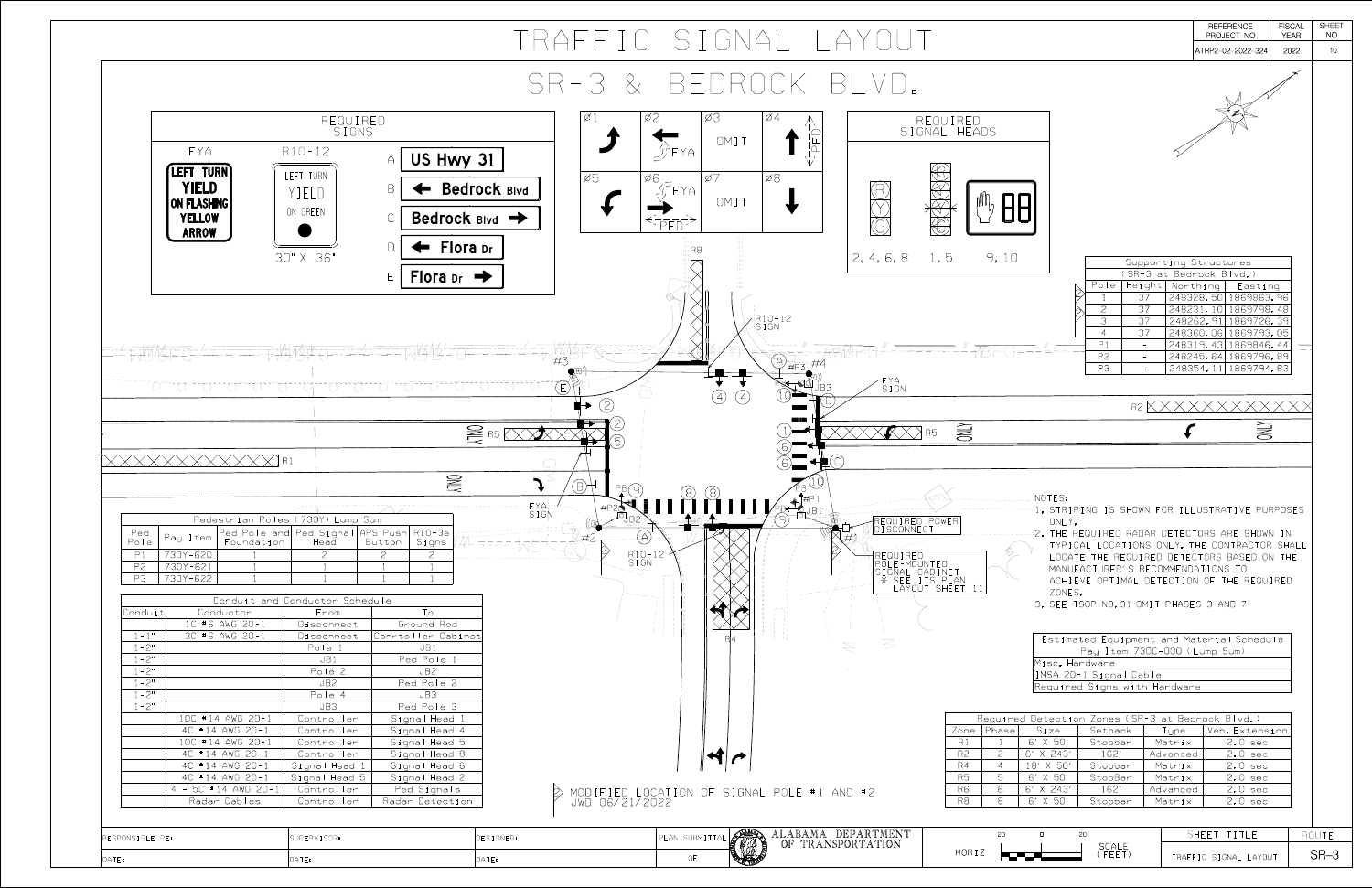# TRAFFIC SIGNAL LAYOUT

| REFERENCE PROJECT NO | FISCAL YEAR | SHEET NO |
|---|---|---|
| ATRP2-02-2022-324 | 2022 | 10 |

## SR-3 & BEDROCK BLVD.

### REQUIRED SIGNS

FYA: LEFT TURN YIELD ON FLASHING YELLOW ARROW

R10-12: LEFT TURN YIELD ON GREEN (30" X 36")

- A: US Hwy 31
- B: ← Bedrock Blvd
- C: Bedrock Blvd →
- D: ← Flora Dr
- E: Flora Dr →

### Phasing

| Ø1 | Ø2 FYA | Ø3 OMIT | Ø4 PED |
|---|---|---|---|
| Ø5 | Ø6 FYA PED | Ø7 OMIT | Ø8 |

### REQUIRED SIGNAL HEADS

- 2, 4, 6, 8
- 1, 5
- 9, 10

### Supporting Structures (SR-3 at Bedrock Blvd.)

| Pole | Height | Northing | Easting |
|---|---|---|---|
| 1 | 37 | 248328.50 | 1869863.96 |
| 2 | 37 | 248231.10 | 1869798.48 |
| 3 | 37 | 248262.91 | 1869726.39 |
| 4 | 37 | 248360.06 | 1869793.05 |
| P1 | - | 248319.43 | 1869846.44 |
| P2 | - | 248245.64 | 1869796.89 |
| P3 | - | 248354.11 | 1869794.83 |

### Pedestrian Poles (730Y) Lump Sum

| Ped Pole | Pay Item | Ped Pole and Foundation | Ped Signal Head | APS Push Button | R10-3e Signs |
|---|---|---|---|---|---|
| P1 | 730Y-620 | 1 | 2 | 2 | 2 |
| P2 | 730Y-621 | 1 | 1 | 1 | 1 |
| P3 | 730Y-622 | 1 | 1 | 1 | 1 |

### Conduit and Conductor Schedule

| Conduit | Conductor | From | To |
|---|---|---|---|
| | 1C #6 AWG 20-1 | Disconnect | Ground Rod |
| 1-1" | 3C #6 AWG 20-1 | Disconnect | Controller Cabinet |
| 1-2" | | Pole 1 | JB1 |
| 1-2" | | JB1 | Ped Pole 1 |
| 1-2" | | Pole 2 | JB2 |
| 1-2" | | JB2 | Ped Pole 2 |
| 1-2" | | Pole 4 | JB3 |
| 1-2" | | JB3 | Ped Pole 3 |
| | 10C #14 AWG 20-1 | Controller | Signal Head 1 |
| | 4C #14 AWG 20-1 | Controller | Signal Head 4 |
| | 10C #14 AWG 20-1 | Controller | Signal Head 5 |
| | 4C #14 AWG 20-1 | Controller | Signal Head 8 |
| | 4C #14 AWG 20-1 | Signal Head 1 | Signal Head 6 |
| | 4C #14 AWG 20-1 | Signal Head 5 | Signal Head 2 |
| | 4 - 5C #14 AWG 20-1 | Controller | Ped Signals |
| | Radar Cables | Controller | Radar Detection |

Drawing labels: R10-12 SIGN; FYA SIGN; R1; R2; R4; R5; R6; R8; ONLY; #1; #2; #3; #4; JB1; JB2; JB3; P1; P2; P3; REQUIRED POWER DISCONNECT; REQUIRED POLE-MOUNTED SIGNAL CABINET * SEE ITS PLAN LAYOUT SHEET 11

MODIFIED LOCATION OF SIGNAL POLE #1 AND #2 JWD 06/21/2022

### NOTES:

1. STRIPING IS SHOWN FOR ILLUSTRATIVE PURPOSES ONLY.
2. THE REQUIRED RADAR DETECTORS ARE SHOWN IN TYPICAL LOCATIONS ONLY. THE CONTRACTOR SHALL LOCATE THE REQUIRED DETECTORS BASED ON THE MANUFACTURER'S RECOMMENDATIONS TO ACHIEVE OPTIMAL DETECTION OF THE REQUIRED ZONES.
3. SEE TSOP NO.31 OMIT PHASES 3 AND 7

### Estimated Equipment and Material Schedule Pay Item 730C-000 (Lump Sum)

- Misc. Hardware
- IMSA 20-1 Signal Cable
- Required Signs with Hardware

### Required Detection Zones (SR-3 at Bedrock Blvd.)

| Zone | Phase | Size | Setback | Type | Veh. Extension |
|---|---|---|---|---|---|
| R1 | 1 | 6' X 50' | Stopbar | Matrix | 2.0 sec |
| R2 | 2 | 6' X 243' | 162' | Advanced | 2.0 sec |
| R4 | 4 | 18' X 50' | Stopbar | Matrix | 2.0 sec |
| R5 | 5 | 6' X 50' | StopBar | Matrix | 2.0 sec |
| R6 | 6 | 6' X 243' | 162' | Advanced | 2.0 sec |
| R8 | 8 | 6' X 50' | Stopbar | Matrix | 2.0 sec |

RESPONSIBLE PE: | SUPERVISOR: | DESIGNER: | PLAN SUBMITTAL: GE
DATE: | DATE: | DATE:

ALABAMA DEPARTMENT OF TRANSPORTATION

HORIZ SCALE (FEET): 20 0 20

SHEET TITLE: TRAFFIC SIGNAL LAYOUT | ROUTE: SR-3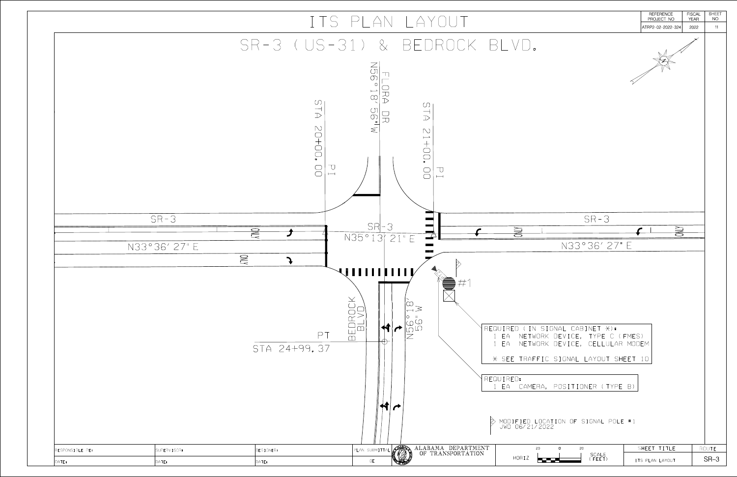# ITS PLAN LAYOUT

| REFERENCE PROJECT NO | FISCAL YEAR | SHEET NO |
|---|---|---|
| ATRP2-02-2022-324 | 2022 | 11 |

## SR-3 (US-31) & BEDROCK BLVD.

FLORA DR

N56°18'56"W

STA 20+00.00 PI

STA 21+00.00 PI

SR-3

SR-3

SR-3

N33°36'27"E

N35°13'21"E

N33°36'27"E

ONLY

ONLY

ONLY

ONLY

BEDROCK BLVD

N56°18'56"W

PT

STA 24+99.37

#1

REQUIRED (IN SIGNAL CABINET *):
- 1 EA NETWORK DEVICE, TYPE C (FMES)
- 1 EA NETWORK DEVICE, CELLULAR MODEM

* SEE TRAFFIC SIGNAL LAYOUT SHEET 10

REQUIRED:
- 1 EA CAMERA, POSITIONER (TYPE B)

MODIFIED LOCATION OF SIGNAL POLE #1
JWD 06/21/2022

| RESPONSIBLE PE: | SUPERVISOR: | DESIGNER: | PLAN SUBMITTAL | ALABAMA DEPARTMENT OF TRANSPORTATION | HORIZ 20 0 20 SCALE (FEET) | SHEET TITLE | ROUTE |
|---|---|---|---|---|---|---|---|
| DATE: | DATE: | DATE: | OE | | | ITS PLAN LAYOUT | SR-3 |